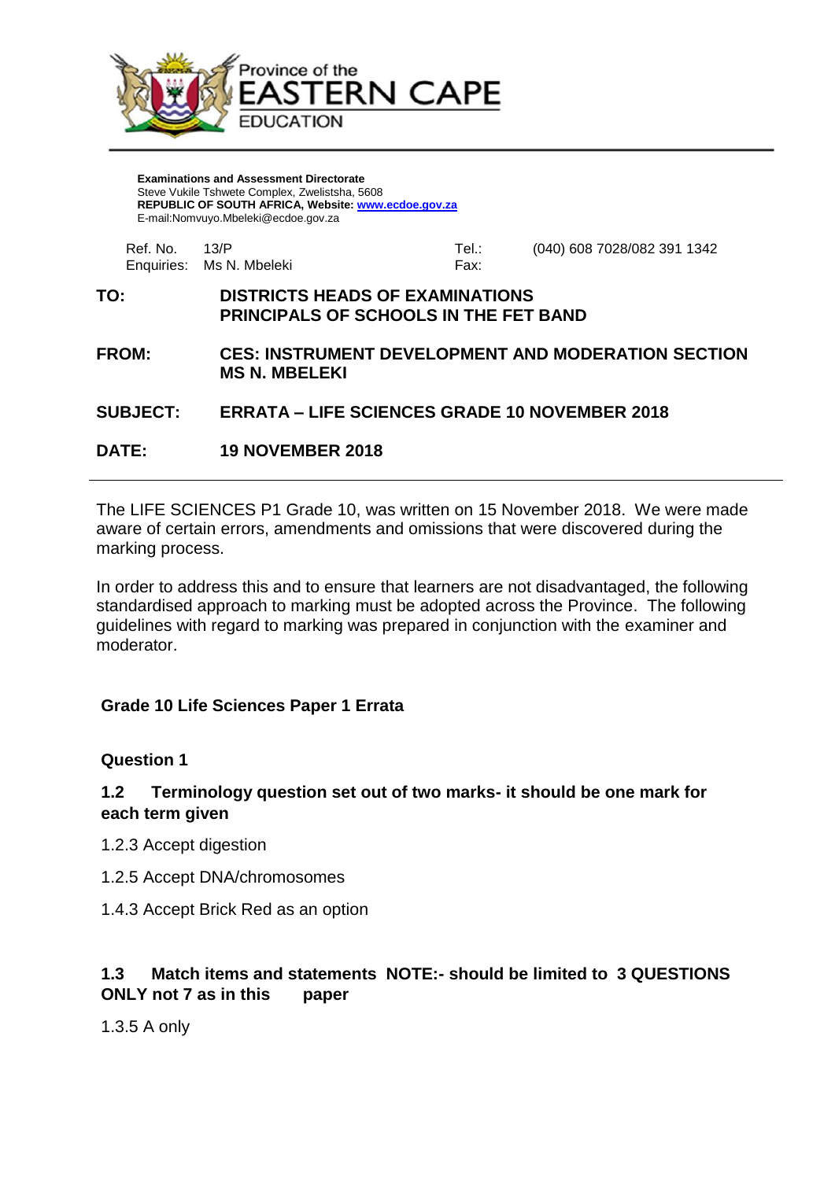Province of the
# EASTERN CAPE
EDUCATION

**Examinations and Assessment Directorate**
Steve Vukile Tshwete Complex, Zwelistsha, 5608
**REPUBLIC OF SOUTH AFRICA, Website: www.ecdoe.gov.za**
E-mail:Nomvuyo.Mbeleki@ecdoe.gov.za

| | | | |
|---|---|---|---|
| Ref. No. | 13/P | Tel.: | (040) 608 7028/082 391 1342 |
| Enquiries: | Ms N. Mbeleki | Fax: | |

**TO:** **DISTRICTS HEADS OF EXAMINATIONS**
**PRINCIPALS OF SCHOOLS IN THE FET BAND**

**FROM:** **CES: INSTRUMENT DEVELOPMENT AND MODERATION SECTION**
**MS N. MBELEKI**

**SUBJECT:** **ERRATA – LIFE SCIENCES GRADE 10 NOVEMBER 2018**

**DATE:** **19 NOVEMBER 2018**

---

The LIFE SCIENCES P1 Grade 10, was written on 15 November 2018. We were made aware of certain errors, amendments and omissions that were discovered during the marking process.

In order to address this and to ensure that learners are not disadvantaged, the following standardised approach to marking must be adopted across the Province. The following guidelines with regard to marking was prepared in conjunction with the examiner and moderator.

**Grade 10 Life Sciences Paper 1 Errata**

**Question 1**

**1.2 Terminology question set out of two marks- it should be one mark for each term given**

1.2.3 Accept digestion

1.2.5 Accept DNA/chromosomes

1.4.3 Accept Brick Red as an option

**1.3 Match items and statements NOTE:- should be limited to 3 QUESTIONS ONLY not 7 as in this paper**

1.3.5 A only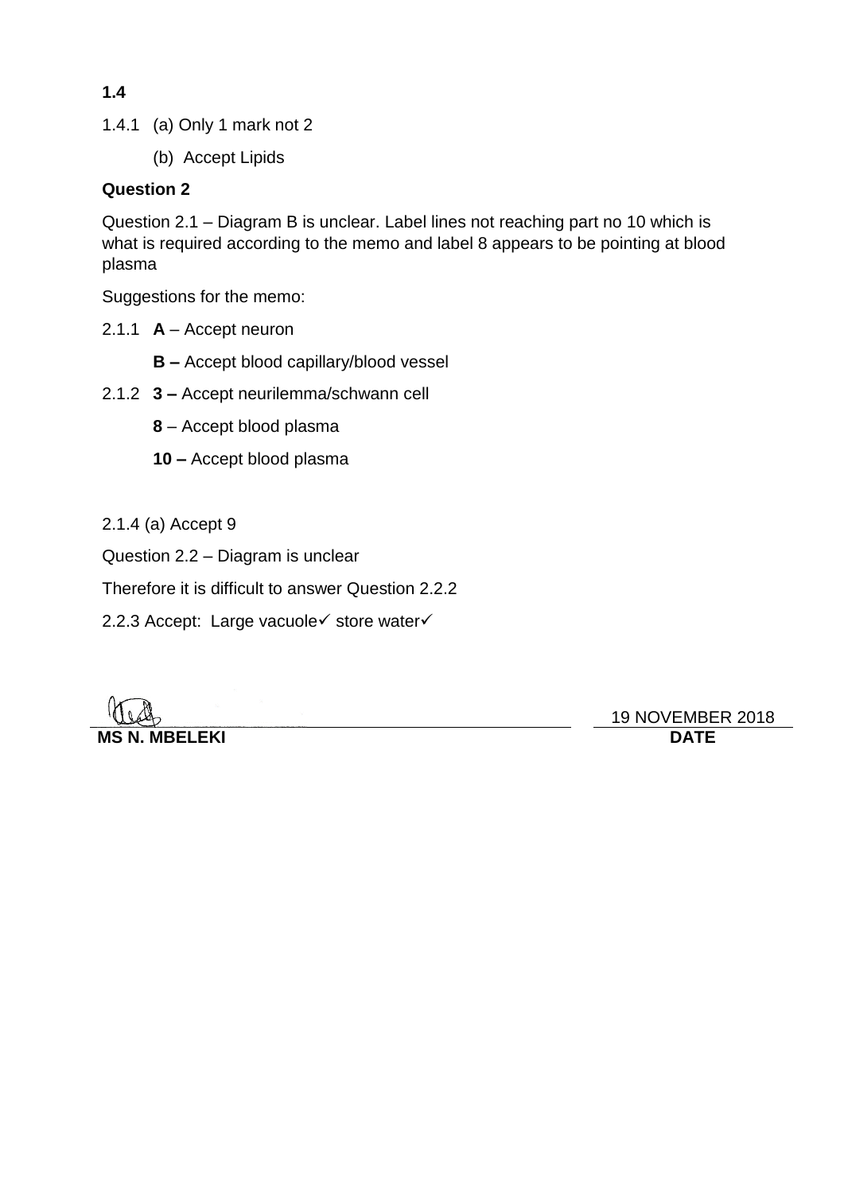**1.4**

1.4.1 (a) Only 1 mark not 2

(b) Accept Lipids

**Question 2**

Question 2.1 – Diagram B is unclear. Label lines not reaching part no 10 which is what is required according to the memo and label 8 appears to be pointing at blood plasma

Suggestions for the memo:

2.1.1 **A** – Accept neuron

**B –** Accept blood capillary/blood vessel

2.1.2 **3 –** Accept neurilemma/schwann cell

**8** – Accept blood plasma

**10 –** Accept blood plasma

2.1.4 (a) Accept 9

Question 2.2 – Diagram is unclear

Therefore it is difficult to answer Question 2.2.2

2.2.3 Accept: Large vacuole✓ store water✓

**MS N. MBELEKI** 19 NOVEMBER 2018 **DATE**